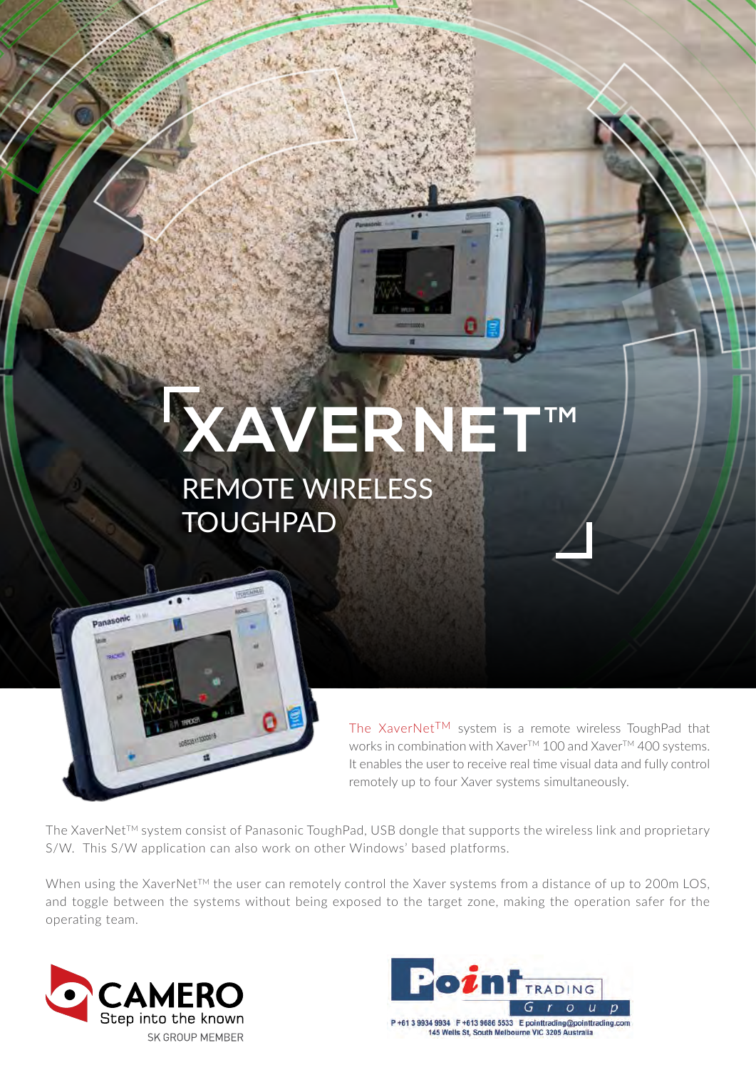# XAVERNET™

## REMOTE WIRELESS TOUGHPAD

The XaverNet™ system is a remote wireless ToughPad that works in combination with Xaver™ 100 and Xaver™ 400 systems. It enables the user to receive real time visual data and fully control remotely up to four Xaver systems simultaneously.

The XaverNet™ system consist of Panasonic ToughPad, USB dongle that supports the wireless link and proprietary S/W. This S/W application can also work on other Windows' based platforms.

When using the XaverNet™ the user can remotely control the Xaver systems from a distance of up to 200m LOS, and toggle between the systems without being exposed to the target zone, making the operation safer for the operating team.

CAMERO
Step into the known
SK GROUP MEMBER

Point TRADING Group
P +61 3 9934 9934 F +613 9686 5533 E pointtrading@pointtrading.com
145 Wells St, South Melbourne VIC 3205 Australia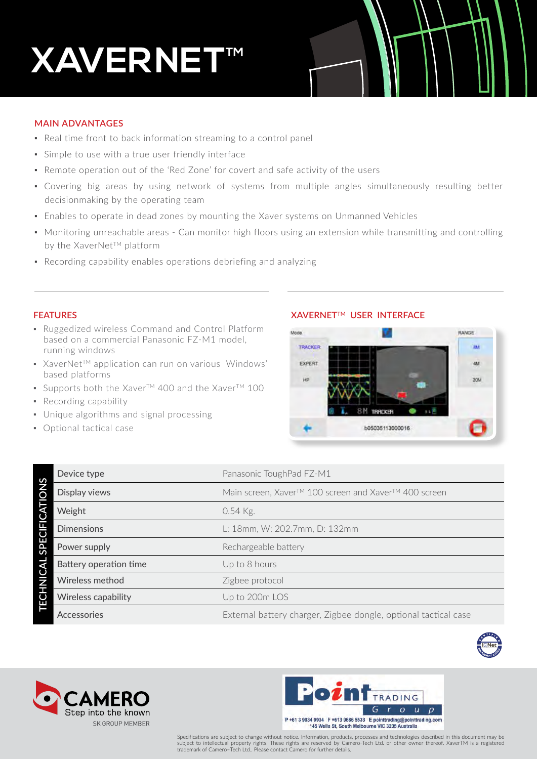# XAVERNET™

## MAIN ADVANTAGES

- Real time front to back information streaming to a control panel
- Simple to use with a true user friendly interface
- Remote operation out of the 'Red Zone' for covert and safe activity of the users
- Covering big areas by using network of systems from multiple angles simultaneously resulting better decisionmaking by the operating team
- Enables to operate in dead zones by mounting the Xaver systems on Unmanned Vehicles
- Monitoring unreachable areas - Can monitor high floors using an extension while transmitting and controlling by the XaverNet™ platform
- Recording capability enables operations debriefing and analyzing

## FEATURES

- Ruggedized wireless Command and Control Platform based on a commercial Panasonic FZ-M1 model, running windows
- XaverNet™ application can run on various Windows' based platforms
- Supports both the Xaver™ 400 and the Xaver™ 100
- Recording capability
- Unique algorithms and signal processing
- Optional tactical case

## XAVERNET™ USER INTERFACE

Mode
TRACKER
EXPERT
HP
RANGE
8M
4M
20M
8M TRACKER
b05035113000016

## TECHNICAL SPECIFICATIONS

| | |
|---|---|
| Device type | Panasonic ToughPad FZ-M1 |
| Display views | Main screen, Xaver™ 100 screen and Xaver™ 400 screen |
| Weight | 0.54 Kg. |
| Dimensions | L: 18mm, W: 202.7mm, D: 132mm |
| Power supply | Rechargeable battery |
| Battery operation time | Up to 8 hours |
| Wireless method | Zigbee protocol |
| Wireless capability | Up to 200m LOS |
| Accessories | External battery charger, Zigbee dongle, optional tactical case |

CAMERO
Step into the known
SK GROUP MEMBER

Point TRADING Group
P +61 3 9934 9934 F +613 9686 5533 E pointtrading@pointtrading.com
145 Wells St, South Melbourne VIC 3205 Australia

Specifications are subject to change without notice. Information, products, processes and technologies described in this document may be subject to intellectual property rights. These rights are reserved by Camero-Tech Ltd. or other owner thereof. XaverTM is a registered trademark of Camero-Tech Ltd.. Please contact Camero for further details.